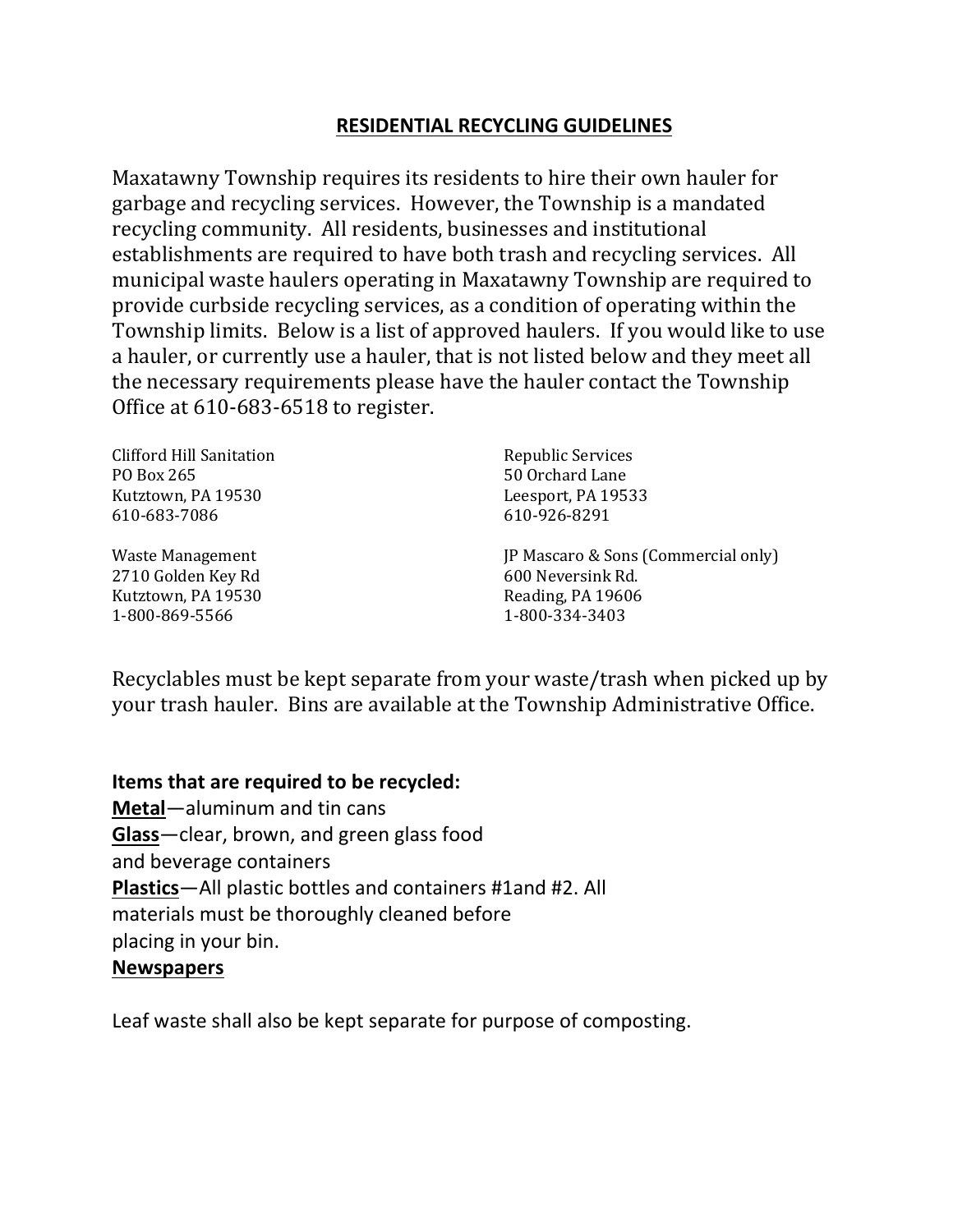## RESIDENTIAL RECYCLING GUIDELINES

Maxatawny Township requires its residents to hire their own hauler for garbage and recycling services. However, the Township is a mandated recycling community. All residents, businesses and institutional establishments are required to have both trash and recycling services. All municipal waste haulers operating in Maxatawny Township are required to provide curbside recycling services, as a condition of operating within the Township limits. Below is a list of approved haulers. If you would like to use a hauler, or currently use a hauler, that is not listed below and they meet all the necessary requirements please have the hauler contact the Township Office at 610-683-6518 to register.

Clifford Hill Sanitation
PO Box 265
Kutztown, PA 19530
610-683-7086

Republic Services
50 Orchard Lane
Leesport, PA 19533
610-926-8291

Waste Management
2710 Golden Key Rd
Kutztown, PA 19530
1-800-869-5566

JP Mascaro & Sons (Commercial only)
600 Neversink Rd.
Reading, PA 19606
1-800-334-3403

Recyclables must be kept separate from your waste/trash when picked up by your trash hauler. Bins are available at the Township Administrative Office.

**Items that are required to be recycled:**

**Metal**—aluminum and tin cans

**Glass**—clear, brown, and green glass food and beverage containers

**Plastics**—All plastic bottles and containers #1and #2. All materials must be thoroughly cleaned before placing in your bin.

**Newspapers**

Leaf waste shall also be kept separate for purpose of composting.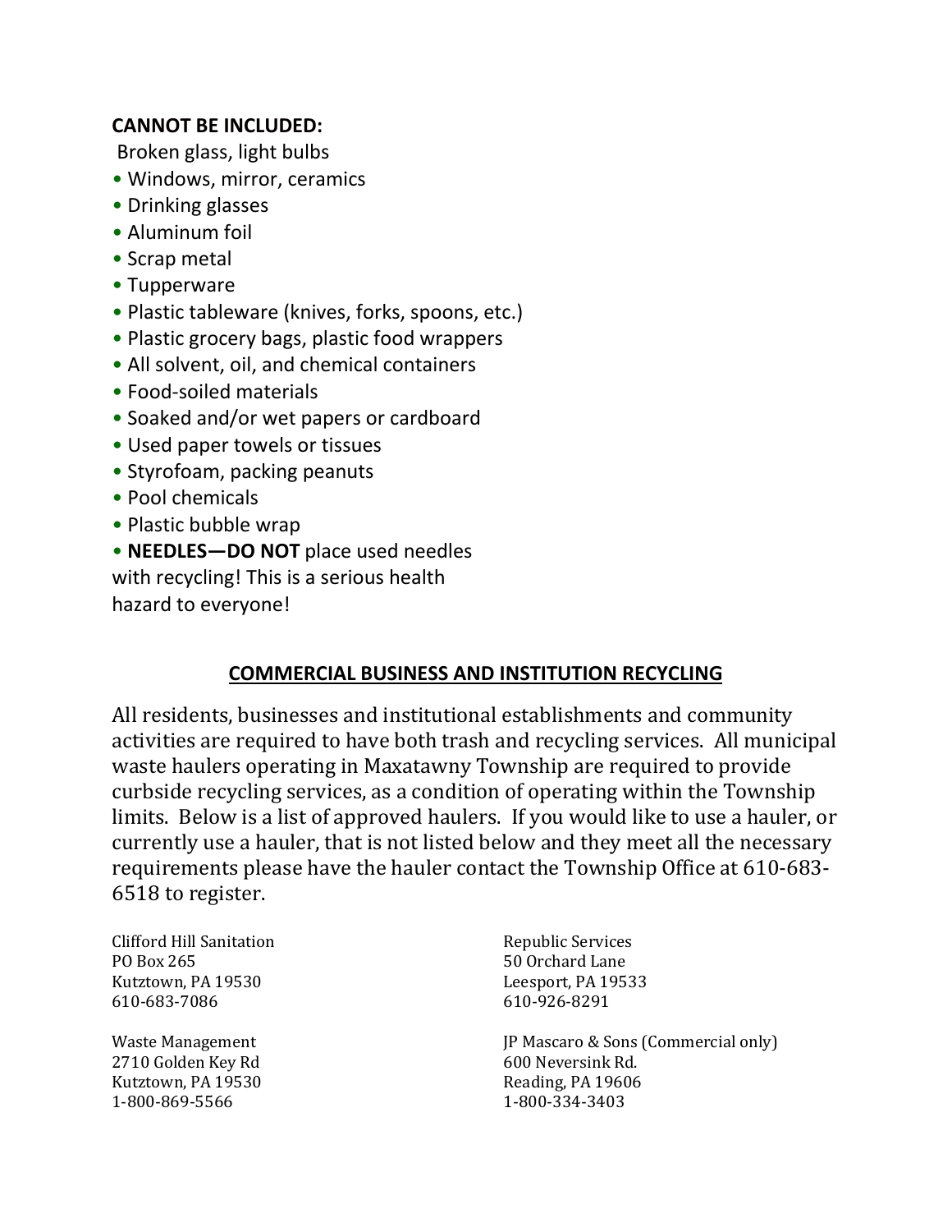**CANNOT BE INCLUDED:**

Broken glass, light bulbs

- Windows, mirror, ceramics
- Drinking glasses
- Aluminum foil
- Scrap metal
- Tupperware
- Plastic tableware (knives, forks, spoons, etc.)
- Plastic grocery bags, plastic food wrappers
- All solvent, oil, and chemical containers
- Food-soiled materials
- Soaked and/or wet papers or cardboard
- Used paper towels or tissues
- Styrofoam, packing peanuts
- Pool chemicals
- Plastic bubble wrap
- **NEEDLES—DO NOT** place used needles with recycling! This is a serious health hazard to everyone!

## COMMERCIAL BUSINESS AND INSTITUTION RECYCLING

All residents, businesses and institutional establishments and community activities are required to have both trash and recycling services. All municipal waste haulers operating in Maxatawny Township are required to provide curbside recycling services, as a condition of operating within the Township limits. Below is a list of approved haulers. If you would like to use a hauler, or currently use a hauler, that is not listed below and they meet all the necessary requirements please have the hauler contact the Township Office at 610-683-6518 to register.

Clifford Hill Sanitation
PO Box 265
Kutztown, PA 19530
610-683-7086

Republic Services
50 Orchard Lane
Leesport, PA 19533
610-926-8291

Waste Management
2710 Golden Key Rd
Kutztown, PA 19530
1-800-869-5566

JP Mascaro & Sons (Commercial only)
600 Neversink Rd.
Reading, PA 19606
1-800-334-3403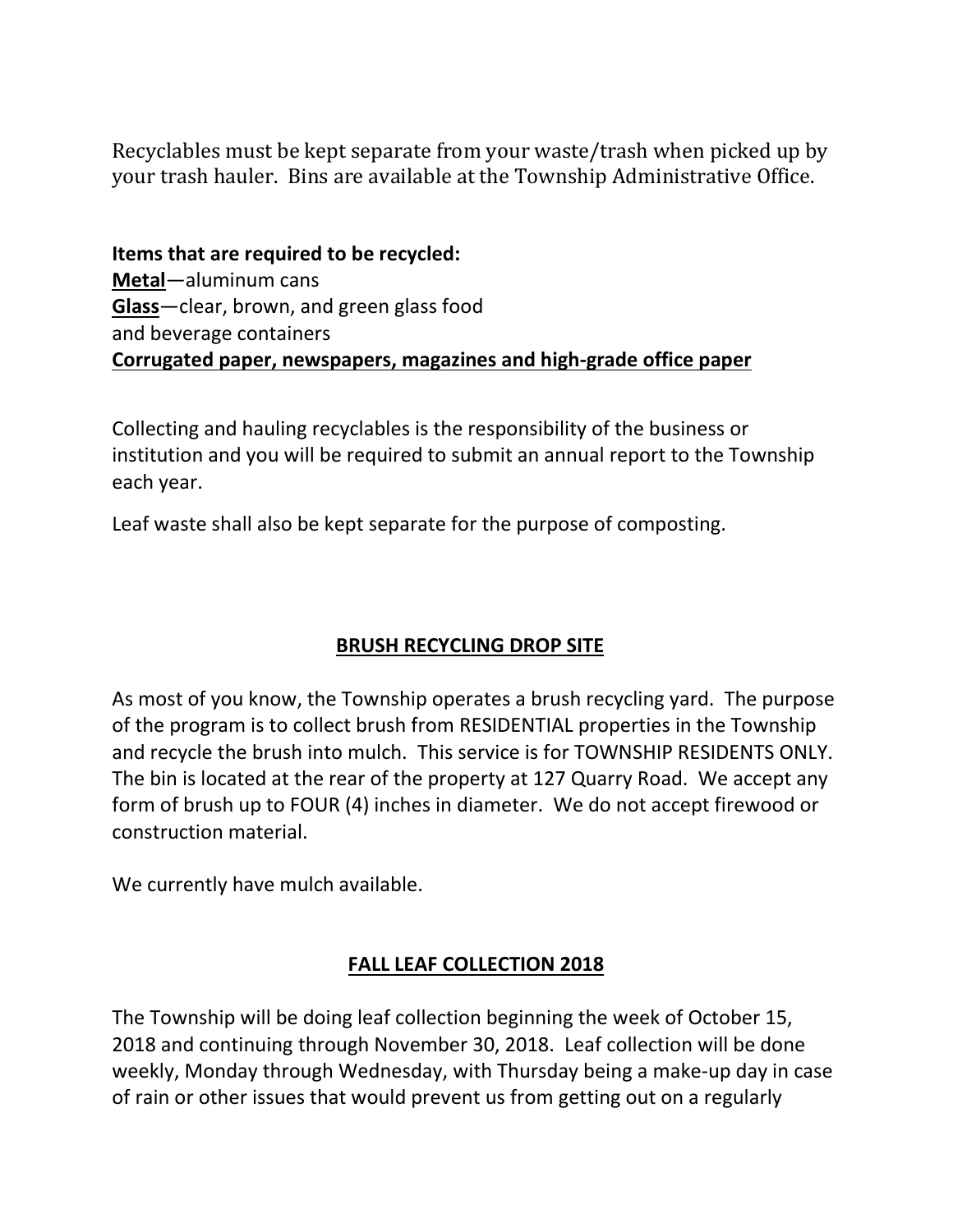Recyclables must be kept separate from your waste/trash when picked up by your trash hauler. Bins are available at the Township Administrative Office.

**Items that are required to be recycled:**
**Metal**—aluminum cans
**Glass**—clear, brown, and green glass food and beverage containers
**Corrugated paper, newspapers, magazines and high-grade office paper**

Collecting and hauling recyclables is the responsibility of the business or institution and you will be required to submit an annual report to the Township each year.

Leaf waste shall also be kept separate for the purpose of composting.

## BRUSH RECYCLING DROP SITE

As most of you know, the Township operates a brush recycling yard. The purpose of the program is to collect brush from RESIDENTIAL properties in the Township and recycle the brush into mulch. This service is for TOWNSHIP RESIDENTS ONLY. The bin is located at the rear of the property at 127 Quarry Road. We accept any form of brush up to FOUR (4) inches in diameter. We do not accept firewood or construction material.

We currently have mulch available.

## FALL LEAF COLLECTION 2018

The Township will be doing leaf collection beginning the week of October 15, 2018 and continuing through November 30, 2018. Leaf collection will be done weekly, Monday through Wednesday, with Thursday being a make-up day in case of rain or other issues that would prevent us from getting out on a regularly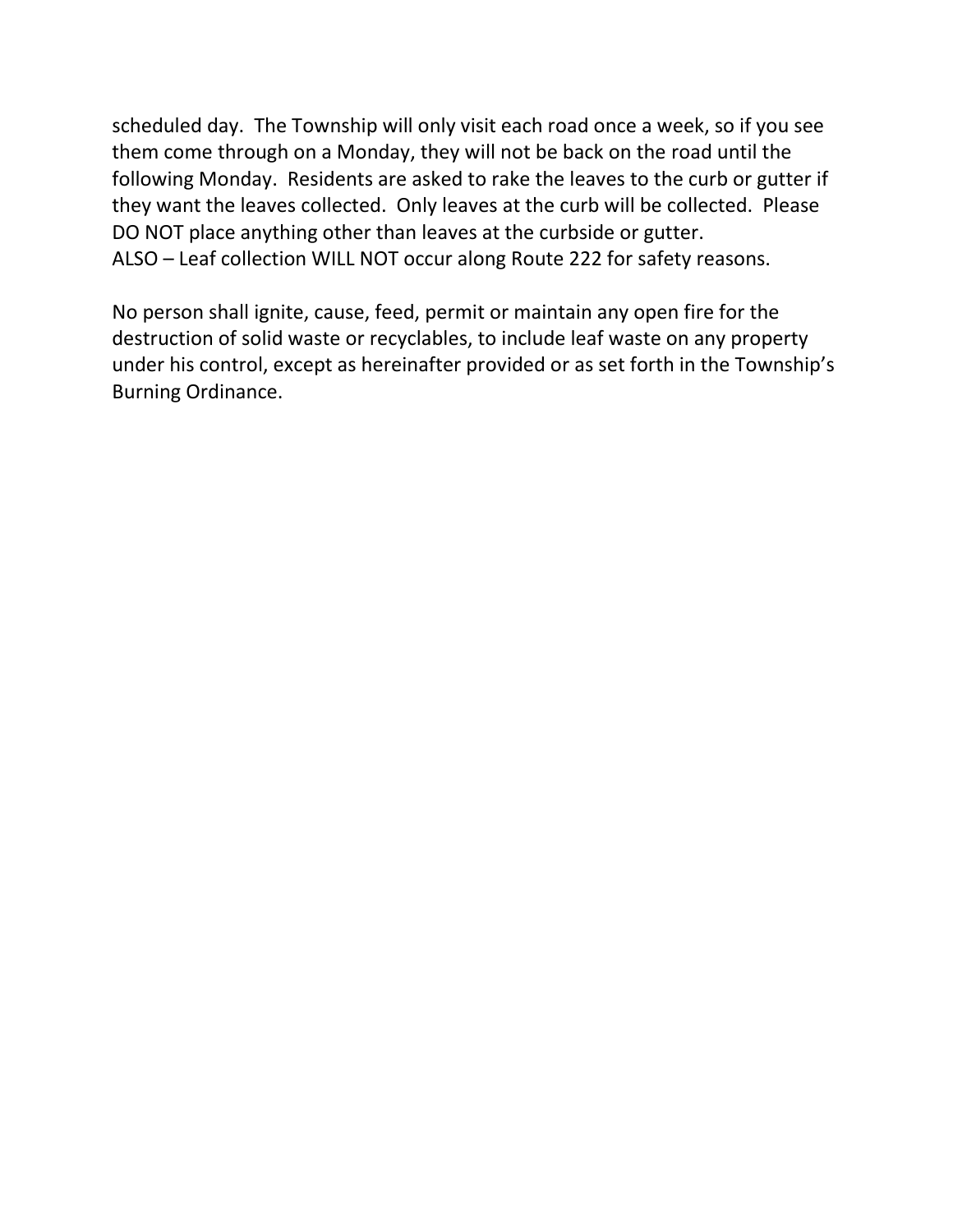scheduled day. The Township will only visit each road once a week, so if you see them come through on a Monday, they will not be back on the road until the following Monday. Residents are asked to rake the leaves to the curb or gutter if they want the leaves collected. Only leaves at the curb will be collected. Please DO NOT place anything other than leaves at the curbside or gutter.
ALSO – Leaf collection WILL NOT occur along Route 222 for safety reasons.

No person shall ignite, cause, feed, permit or maintain any open fire for the destruction of solid waste or recyclables, to include leaf waste on any property under his control, except as hereinafter provided or as set forth in the Township's Burning Ordinance.